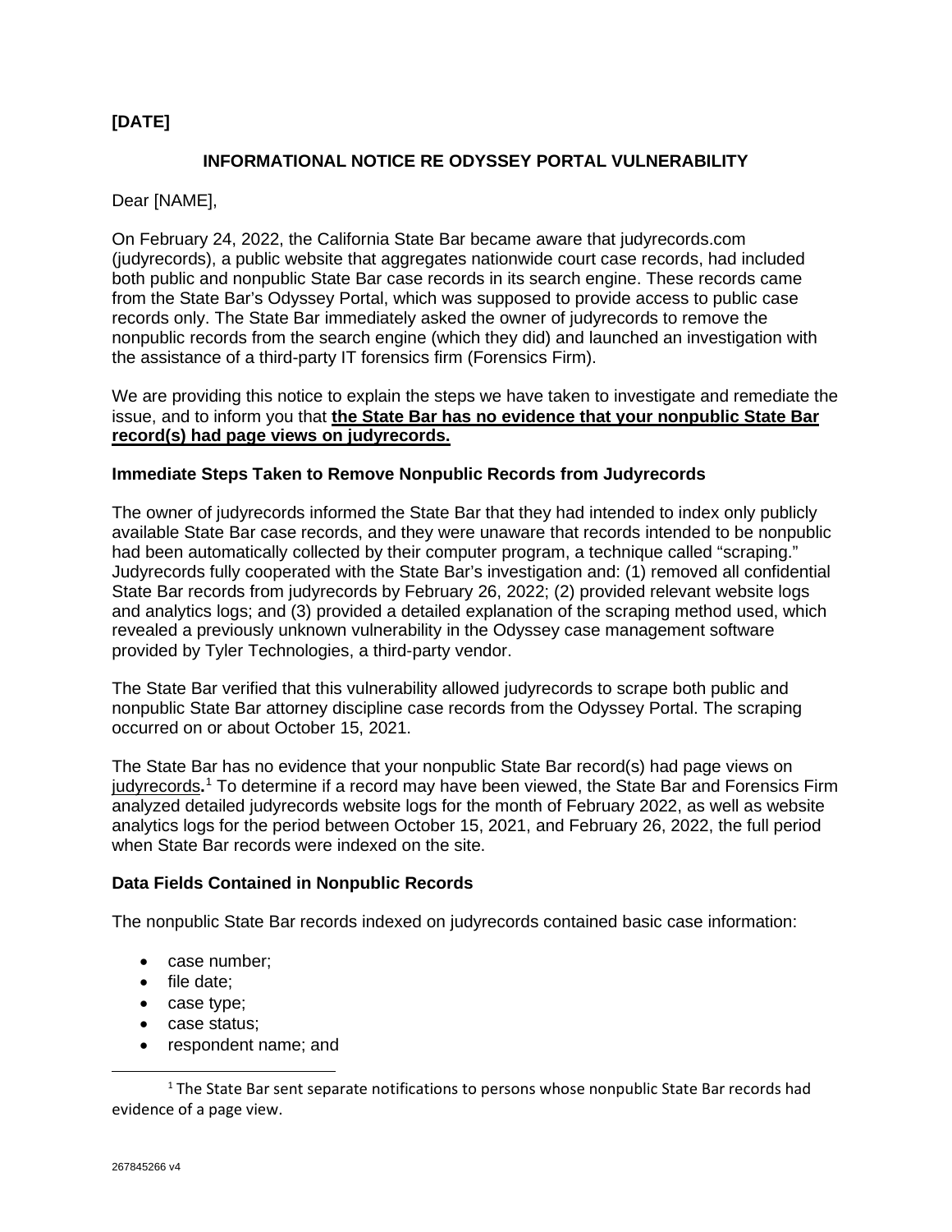**[DATE]**

**INFORMATIONAL NOTICE RE ODYSSEY PORTAL VULNERABILITY**

Dear [NAME],

On February 24, 2022, the California State Bar became aware that judyrecords.com (judyrecords), a public website that aggregates nationwide court case records, had included both public and nonpublic State Bar case records in its search engine. These records came from the State Bar's Odyssey Portal, which was supposed to provide access to public case records only. The State Bar immediately asked the owner of judyrecords to remove the nonpublic records from the search engine (which they did) and launched an investigation with the assistance of a third-party IT forensics firm (Forensics Firm).

We are providing this notice to explain the steps we have taken to investigate and remediate the issue, and to inform you that **the State Bar has no evidence that your nonpublic State Bar record(s) had page views on judyrecords.**

### Immediate Steps Taken to Remove Nonpublic Records from Judyrecords

The owner of judyrecords informed the State Bar that they had intended to index only publicly available State Bar case records, and they were unaware that records intended to be nonpublic had been automatically collected by their computer program, a technique called "scraping." Judyrecords fully cooperated with the State Bar's investigation and: (1) removed all confidential State Bar records from judyrecords by February 26, 2022; (2) provided relevant website logs and analytics logs; and (3) provided a detailed explanation of the scraping method used, which revealed a previously unknown vulnerability in the Odyssey case management software provided by Tyler Technologies, a third-party vendor.

The State Bar verified that this vulnerability allowed judyrecords to scrape both public and nonpublic State Bar attorney discipline case records from the Odyssey Portal. The scraping occurred on or about October 15, 2021.

The State Bar has no evidence that your nonpublic State Bar record(s) had page views on judyrecords.[1] To determine if a record may have been viewed, the State Bar and Forensics Firm analyzed detailed judyrecords website logs for the month of February 2022, as well as website analytics logs for the period between October 15, 2021, and February 26, 2022, the full period when State Bar records were indexed on the site.

### Data Fields Contained in Nonpublic Records

The nonpublic State Bar records indexed on judyrecords contained basic case information:

- case number;
- file date;
- case type;
- case status;
- respondent name; and

[1] The State Bar sent separate notifications to persons whose nonpublic State Bar records had evidence of a page view.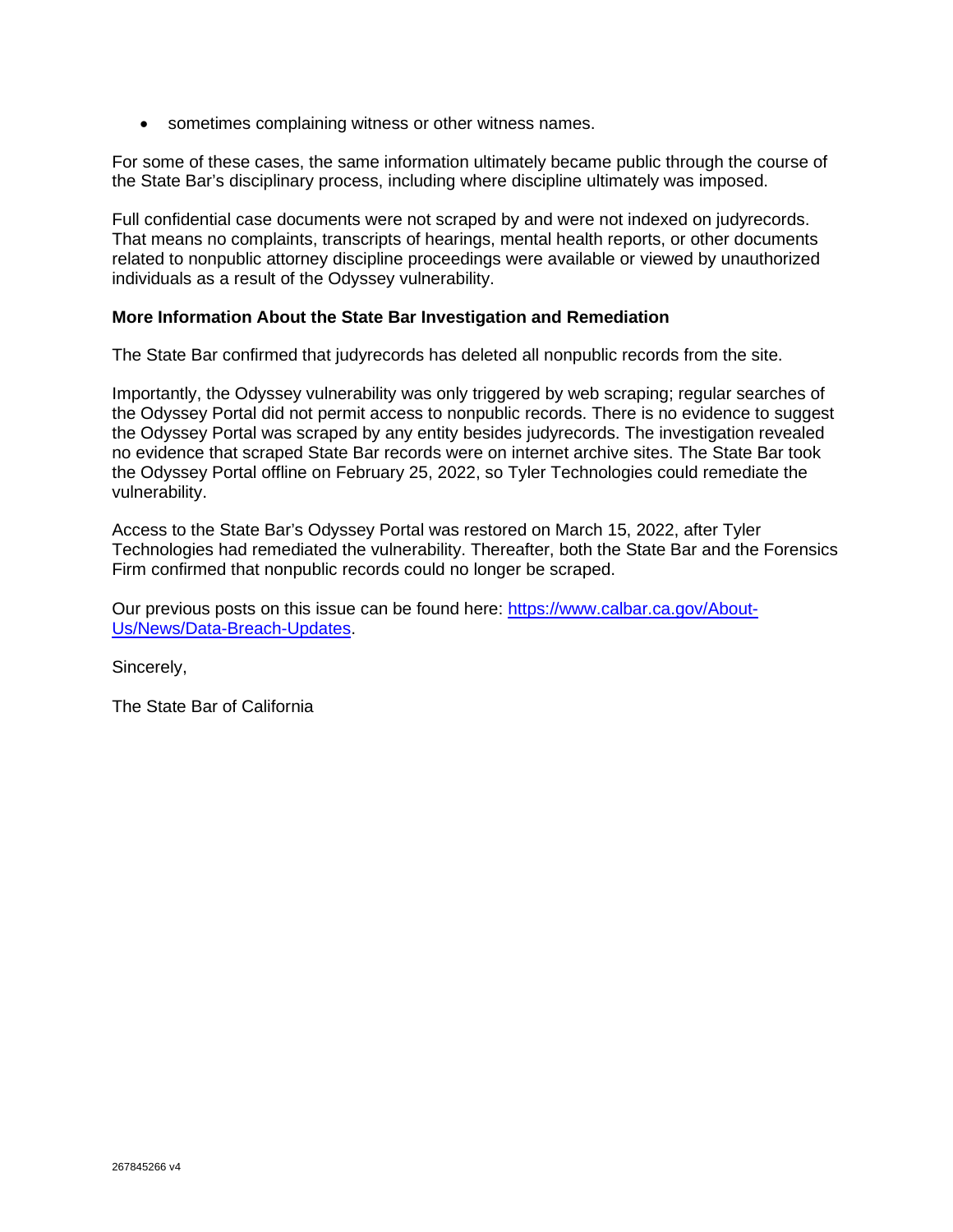- sometimes complaining witness or other witness names.

For some of these cases, the same information ultimately became public through the course of the State Bar's disciplinary process, including where discipline ultimately was imposed.

Full confidential case documents were not scraped by and were not indexed on judyrecords. That means no complaints, transcripts of hearings, mental health reports, or other documents related to nonpublic attorney discipline proceedings were available or viewed by unauthorized individuals as a result of the Odyssey vulnerability.

**More Information About the State Bar Investigation and Remediation**

The State Bar confirmed that judyrecords has deleted all nonpublic records from the site.

Importantly, the Odyssey vulnerability was only triggered by web scraping; regular searches of the Odyssey Portal did not permit access to nonpublic records. There is no evidence to suggest the Odyssey Portal was scraped by any entity besides judyrecords. The investigation revealed no evidence that scraped State Bar records were on internet archive sites. The State Bar took the Odyssey Portal offline on February 25, 2022, so Tyler Technologies could remediate the vulnerability.

Access to the State Bar's Odyssey Portal was restored on March 15, 2022, after Tyler Technologies had remediated the vulnerability. Thereafter, both the State Bar and the Forensics Firm confirmed that nonpublic records could no longer be scraped.

Our previous posts on this issue can be found here: [https://www.calbar.ca.gov/About-Us/News/Data-Breach-Updates](https://www.calbar.ca.gov/About-Us/News/Data-Breach-Updates).

Sincerely,

The State Bar of California

267845266 v4